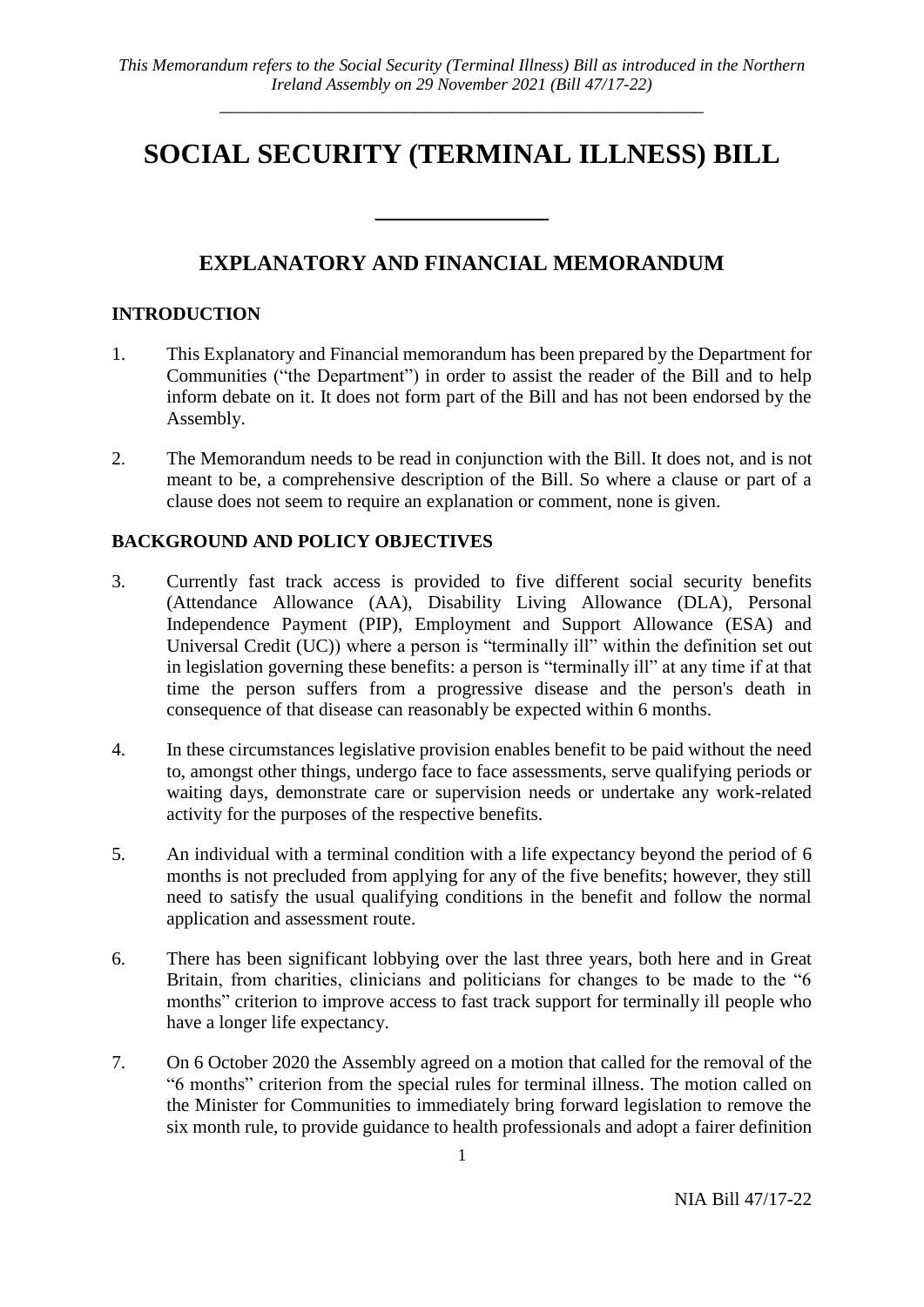*This Memorandum refers to the Social Security (Terminal Illness) Bill as introduced in the Northern Ireland Assembly on 29 November 2021 (Bill 47/17-22)*

# SOCIAL SECURITY (TERMINAL ILLNESS) BILL

## EXPLANATORY AND FINANCIAL MEMORANDUM

### INTRODUCTION

1. This Explanatory and Financial memorandum has been prepared by the Department for Communities ("the Department") in order to assist the reader of the Bill and to help inform debate on it. It does not form part of the Bill and has not been endorsed by the Assembly.

2. The Memorandum needs to be read in conjunction with the Bill. It does not, and is not meant to be, a comprehensive description of the Bill. So where a clause or part of a clause does not seem to require an explanation or comment, none is given.

### BACKGROUND AND POLICY OBJECTIVES

3. Currently fast track access is provided to five different social security benefits (Attendance Allowance (AA), Disability Living Allowance (DLA), Personal Independence Payment (PIP), Employment and Support Allowance (ESA) and Universal Credit (UC)) where a person is "terminally ill" within the definition set out in legislation governing these benefits: a person is "terminally ill" at any time if at that time the person suffers from a progressive disease and the person's death in consequence of that disease can reasonably be expected within 6 months.

4. In these circumstances legislative provision enables benefit to be paid without the need to, amongst other things, undergo face to face assessments, serve qualifying periods or waiting days, demonstrate care or supervision needs or undertake any work-related activity for the purposes of the respective benefits.

5. An individual with a terminal condition with a life expectancy beyond the period of 6 months is not precluded from applying for any of the five benefits; however, they still need to satisfy the usual qualifying conditions in the benefit and follow the normal application and assessment route.

6. There has been significant lobbying over the last three years, both here and in Great Britain, from charities, clinicians and politicians for changes to be made to the "6 months" criterion to improve access to fast track support for terminally ill people who have a longer life expectancy.

7. On 6 October 2020 the Assembly agreed on a motion that called for the removal of the "6 months" criterion from the special rules for terminal illness. The motion called on the Minister for Communities to immediately bring forward legislation to remove the six month rule, to provide guidance to health professionals and adopt a fairer definition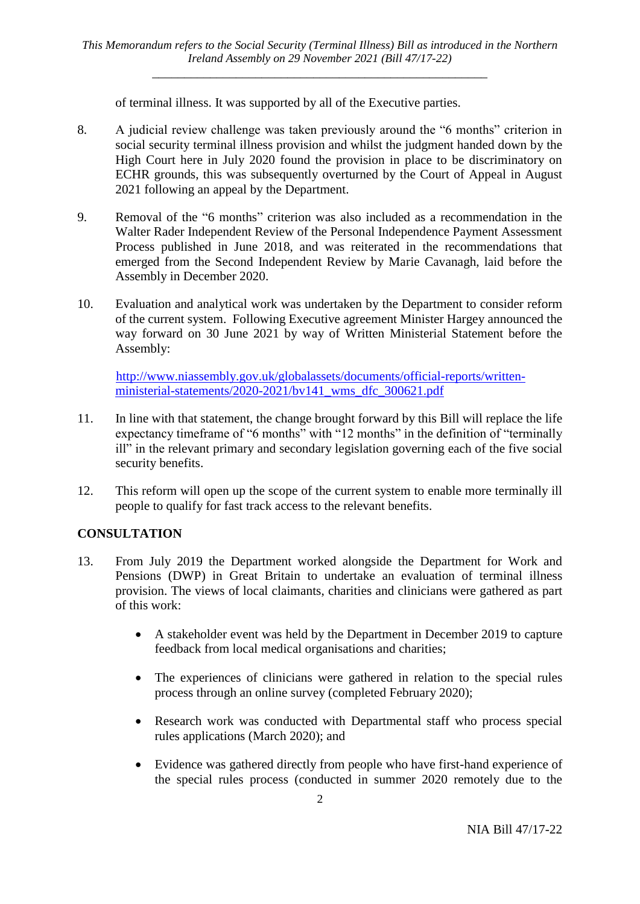of terminal illness. It was supported by all of the Executive parties.

8. A judicial review challenge was taken previously around the "6 months" criterion in social security terminal illness provision and whilst the judgment handed down by the High Court here in July 2020 found the provision in place to be discriminatory on ECHR grounds, this was subsequently overturned by the Court of Appeal in August 2021 following an appeal by the Department.

9. Removal of the "6 months" criterion was also included as a recommendation in the Walter Rader Independent Review of the Personal Independence Payment Assessment Process published in June 2018, and was reiterated in the recommendations that emerged from the Second Independent Review by Marie Cavanagh, laid before the Assembly in December 2020.

10. Evaluation and analytical work was undertaken by the Department to consider reform of the current system. Following Executive agreement Minister Hargey announced the way forward on 30 June 2021 by way of Written Ministerial Statement before the Assembly:

    http://www.niassembly.gov.uk/globalassets/documents/official-reports/written-ministerial-statements/2020-2021/bv141_wms_dfc_300621.pdf

11. In line with that statement, the change brought forward by this Bill will replace the life expectancy timeframe of "6 months" with "12 months" in the definition of "terminally ill" in the relevant primary and secondary legislation governing each of the five social security benefits.

12. This reform will open up the scope of the current system to enable more terminally ill people to qualify for fast track access to the relevant benefits.

## CONSULTATION

13. From July 2019 the Department worked alongside the Department for Work and Pensions (DWP) in Great Britain to undertake an evaluation of terminal illness provision. The views of local claimants, charities and clinicians were gathered as part of this work:

    - A stakeholder event was held by the Department in December 2019 to capture feedback from local medical organisations and charities;
    - The experiences of clinicians were gathered in relation to the special rules process through an online survey (completed February 2020);
    - Research work was conducted with Departmental staff who process special rules applications (March 2020); and
    - Evidence was gathered directly from people who have first-hand experience of the special rules process (conducted in summer 2020 remotely due to the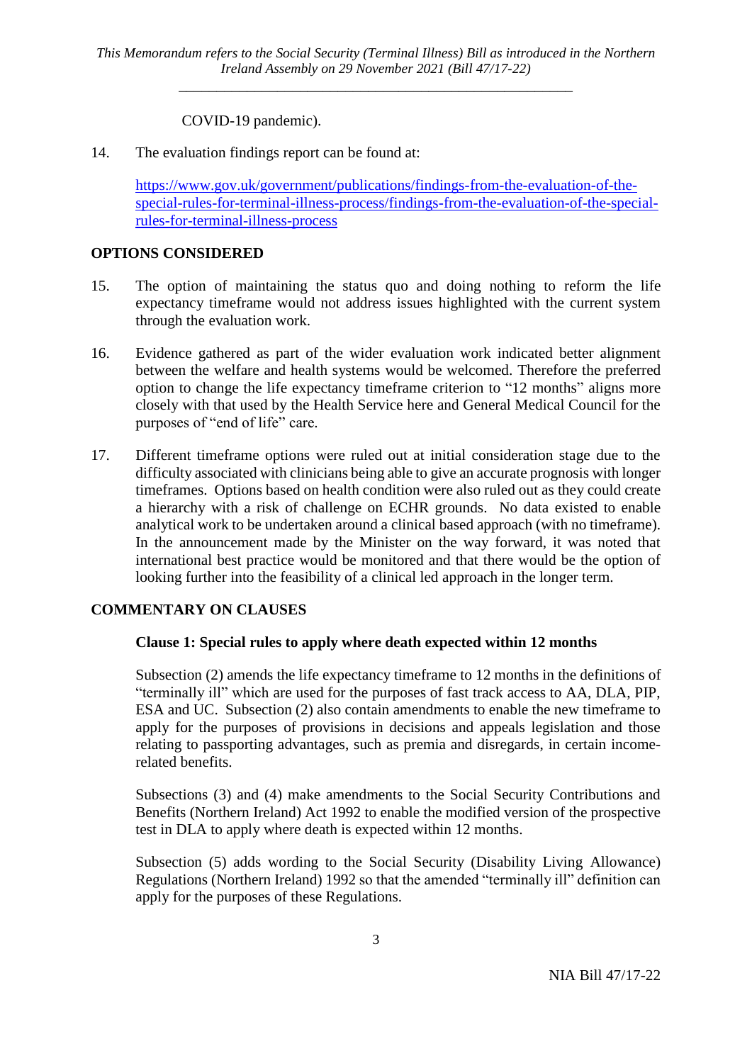COVID-19 pandemic).

14. The evaluation findings report can be found at:

    [https://www.gov.uk/government/publications/findings-from-the-evaluation-of-the-special-rules-for-terminal-illness-process/findings-from-the-evaluation-of-the-special-rules-for-terminal-illness-process](https://www.gov.uk/government/publications/findings-from-the-evaluation-of-the-special-rules-for-terminal-illness-process/findings-from-the-evaluation-of-the-special-rules-for-terminal-illness-process)

## OPTIONS CONSIDERED

15. The option of maintaining the status quo and doing nothing to reform the life expectancy timeframe would not address issues highlighted with the current system through the evaluation work.

16. Evidence gathered as part of the wider evaluation work indicated better alignment between the welfare and health systems would be welcomed. Therefore the preferred option to change the life expectancy timeframe criterion to "12 months" aligns more closely with that used by the Health Service here and General Medical Council for the purposes of "end of life" care.

17. Different timeframe options were ruled out at initial consideration stage due to the difficulty associated with clinicians being able to give an accurate prognosis with longer timeframes. Options based on health condition were also ruled out as they could create a hierarchy with a risk of challenge on ECHR grounds. No data existed to enable analytical work to be undertaken around a clinical based approach (with no timeframe). In the announcement made by the Minister on the way forward, it was noted that international best practice would be monitored and that there would be the option of looking further into the feasibility of a clinical led approach in the longer term.

## COMMENTARY ON CLAUSES

### Clause 1: Special rules to apply where death expected within 12 months

Subsection (2) amends the life expectancy timeframe to 12 months in the definitions of "terminally ill" which are used for the purposes of fast track access to AA, DLA, PIP, ESA and UC. Subsection (2) also contain amendments to enable the new timeframe to apply for the purposes of provisions in decisions and appeals legislation and those relating to passporting advantages, such as premia and disregards, in certain income-related benefits.

Subsections (3) and (4) make amendments to the Social Security Contributions and Benefits (Northern Ireland) Act 1992 to enable the modified version of the prospective test in DLA to apply where death is expected within 12 months.

Subsection (5) adds wording to the Social Security (Disability Living Allowance) Regulations (Northern Ireland) 1992 so that the amended "terminally ill" definition can apply for the purposes of these Regulations.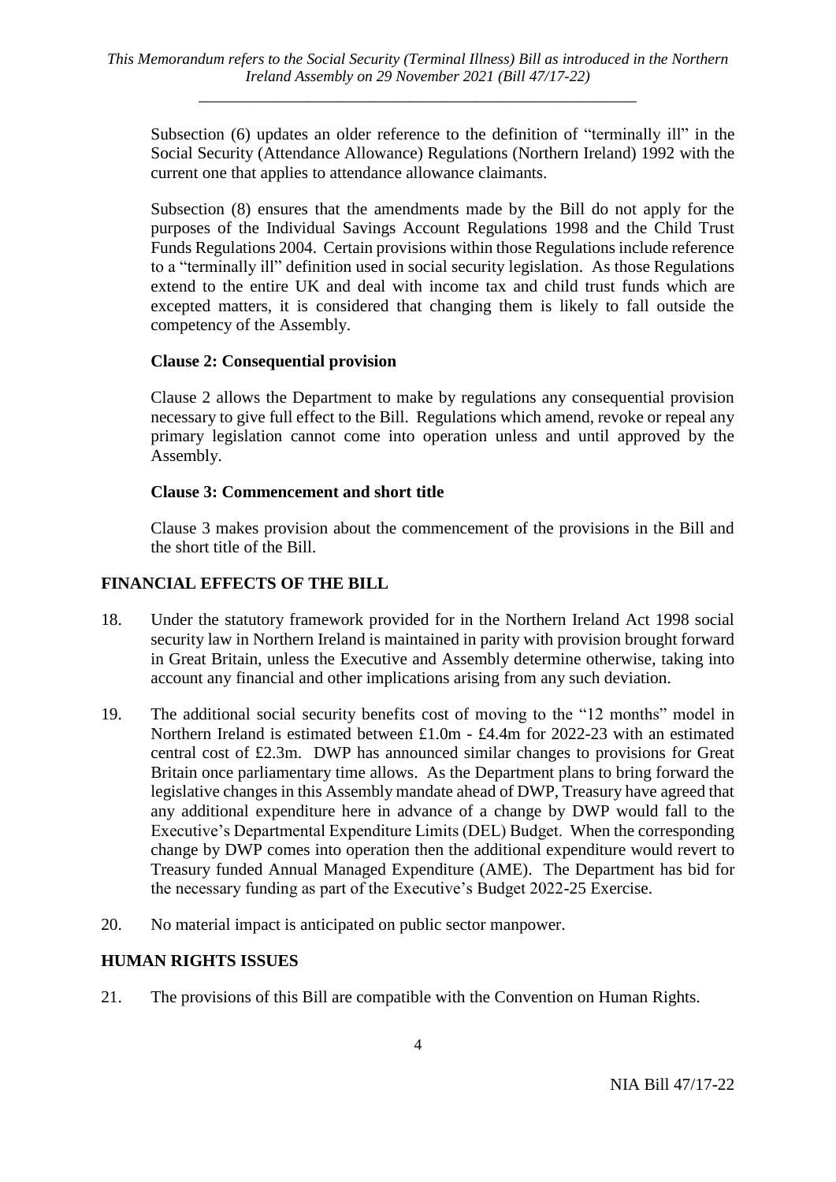Subsection (6) updates an older reference to the definition of "terminally ill" in the Social Security (Attendance Allowance) Regulations (Northern Ireland) 1992 with the current one that applies to attendance allowance claimants.

Subsection (8) ensures that the amendments made by the Bill do not apply for the purposes of the Individual Savings Account Regulations 1998 and the Child Trust Funds Regulations 2004. Certain provisions within those Regulations include reference to a "terminally ill" definition used in social security legislation. As those Regulations extend to the entire UK and deal with income tax and child trust funds which are excepted matters, it is considered that changing them is likely to fall outside the competency of the Assembly.

**Clause 2: Consequential provision**

Clause 2 allows the Department to make by regulations any consequential provision necessary to give full effect to the Bill. Regulations which amend, revoke or repeal any primary legislation cannot come into operation unless and until approved by the Assembly.

**Clause 3: Commencement and short title**

Clause 3 makes provision about the commencement of the provisions in the Bill and the short title of the Bill.

## FINANCIAL EFFECTS OF THE BILL

18. Under the statutory framework provided for in the Northern Ireland Act 1998 social security law in Northern Ireland is maintained in parity with provision brought forward in Great Britain, unless the Executive and Assembly determine otherwise, taking into account any financial and other implications arising from any such deviation.

19. The additional social security benefits cost of moving to the "12 months" model in Northern Ireland is estimated between £1.0m - £4.4m for 2022-23 with an estimated central cost of £2.3m. DWP has announced similar changes to provisions for Great Britain once parliamentary time allows. As the Department plans to bring forward the legislative changes in this Assembly mandate ahead of DWP, Treasury have agreed that any additional expenditure here in advance of a change by DWP would fall to the Executive's Departmental Expenditure Limits (DEL) Budget. When the corresponding change by DWP comes into operation then the additional expenditure would revert to Treasury funded Annual Managed Expenditure (AME). The Department has bid for the necessary funding as part of the Executive's Budget 2022-25 Exercise.

20. No material impact is anticipated on public sector manpower.

## HUMAN RIGHTS ISSUES

21. The provisions of this Bill are compatible with the Convention on Human Rights.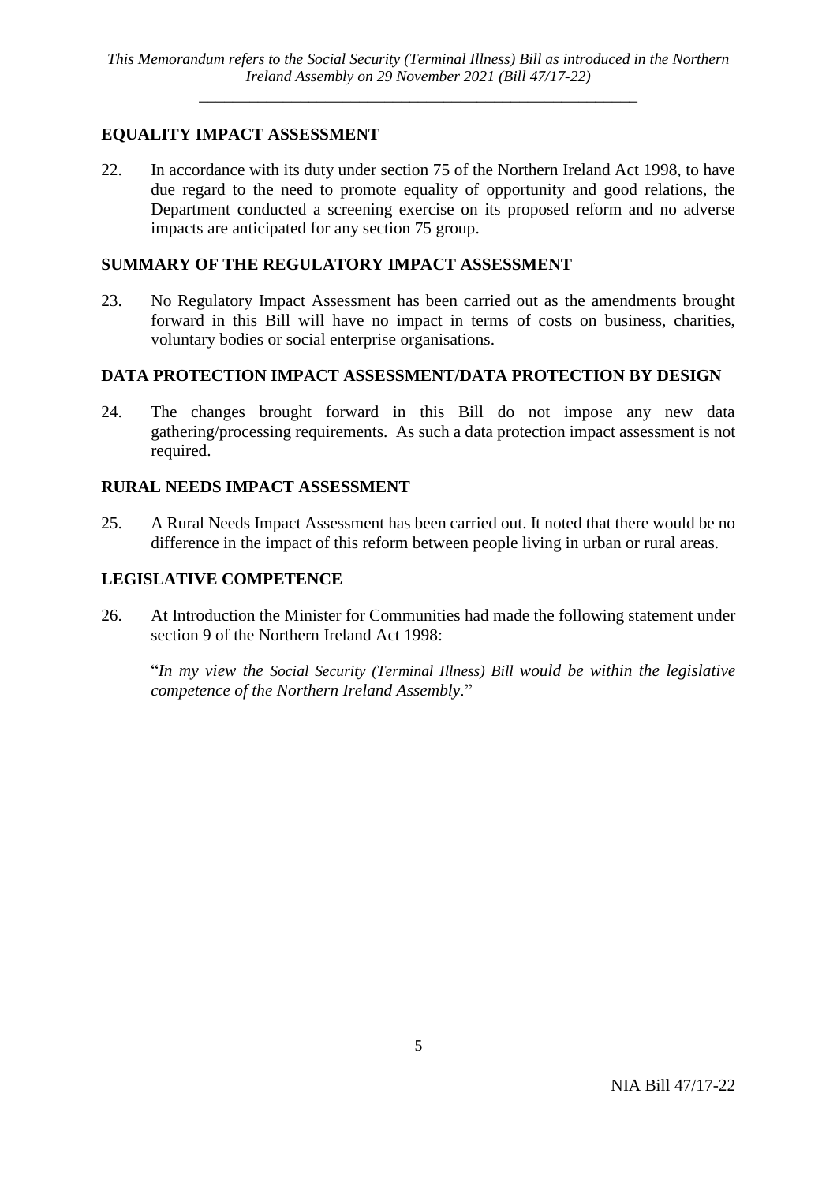## EQUALITY IMPACT ASSESSMENT

22. In accordance with its duty under section 75 of the Northern Ireland Act 1998, to have due regard to the need to promote equality of opportunity and good relations, the Department conducted a screening exercise on its proposed reform and no adverse impacts are anticipated for any section 75 group.

## SUMMARY OF THE REGULATORY IMPACT ASSESSMENT

23. No Regulatory Impact Assessment has been carried out as the amendments brought forward in this Bill will have no impact in terms of costs on business, charities, voluntary bodies or social enterprise organisations.

## DATA PROTECTION IMPACT ASSESSMENT/DATA PROTECTION BY DESIGN

24. The changes brought forward in this Bill do not impose any new data gathering/processing requirements. As such a data protection impact assessment is not required.

## RURAL NEEDS IMPACT ASSESSMENT

25. A Rural Needs Impact Assessment has been carried out. It noted that there would be no difference in the impact of this reform between people living in urban or rural areas.

## LEGISLATIVE COMPETENCE

26. At Introduction the Minister for Communities had made the following statement under section 9 of the Northern Ireland Act 1998:

    "*In my view the Social Security (Terminal Illness) Bill would be within the legislative competence of the Northern Ireland Assembly*."